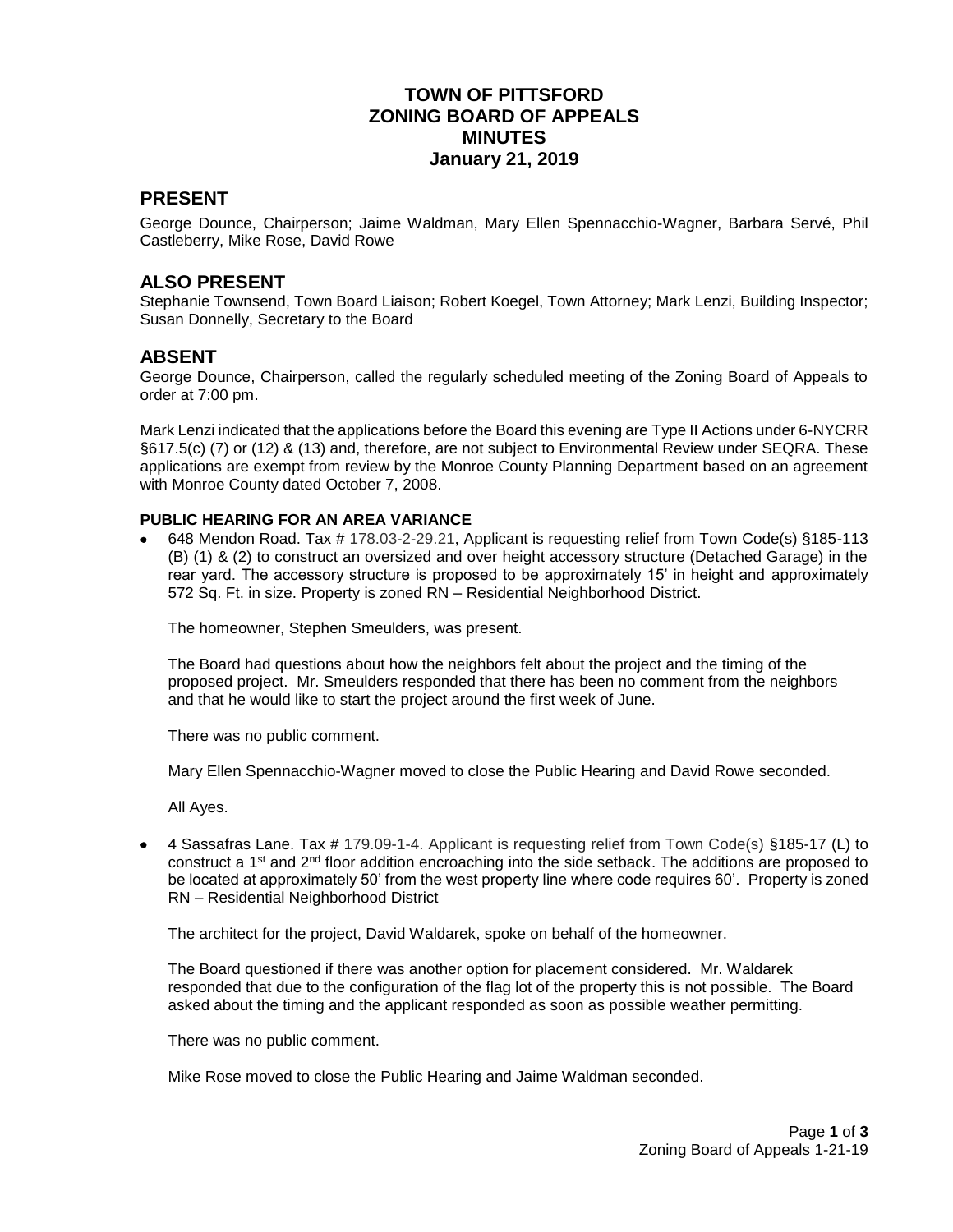# TOWN OF PITTSFORD
# ZONING BOARD OF APPEALS
# MINUTES
# January 21, 2019

## PRESENT

George Dounce, Chairperson; Jaime Waldman, Mary Ellen Spennacchio-Wagner, Barbara Servé, Phil Castleberry, Mike Rose, David Rowe

## ALSO PRESENT

Stephanie Townsend, Town Board Liaison; Robert Koegel, Town Attorney; Mark Lenzi, Building Inspector; Susan Donnelly, Secretary to the Board

## ABSENT

George Dounce, Chairperson, called the regularly scheduled meeting of the Zoning Board of Appeals to order at 7:00 pm.

Mark Lenzi indicated that the applications before the Board this evening are Type II Actions under 6-NYCRR §617.5(c) (7) or (12) & (13) and, therefore, are not subject to Environmental Review under SEQRA. These applications are exempt from review by the Monroe County Planning Department based on an agreement with Monroe County dated October 7, 2008.

**PUBLIC HEARING FOR AN AREA VARIANCE**

- 648 Mendon Road. Tax # 178.03-2-29.21, Applicant is requesting relief from Town Code(s) §185-113 (B) (1) & (2) to construct an oversized and over height accessory structure (Detached Garage) in the rear yard. The accessory structure is proposed to be approximately 15' in height and approximately 572 Sq. Ft. in size. Property is zoned RN – Residential Neighborhood District.

  The homeowner, Stephen Smeulders, was present.

  The Board had questions about how the neighbors felt about the project and the timing of the proposed project. Mr. Smeulders responded that there has been no comment from the neighbors and that he would like to start the project around the first week of June.

  There was no public comment.

  Mary Ellen Spennacchio-Wagner moved to close the Public Hearing and David Rowe seconded.

  All Ayes.

- 4 Sassafras Lane. Tax # 179.09-1-4. Applicant is requesting relief from Town Code(s) §185-17 (L) to construct a 1st and 2nd floor addition encroaching into the side setback. The additions are proposed to be located at approximately 50' from the west property line where code requires 60'. Property is zoned RN – Residential Neighborhood District

  The architect for the project, David Waldarek, spoke on behalf of the homeowner.

  The Board questioned if there was another option for placement considered. Mr. Waldarek responded that due to the configuration of the flag lot of the property this is not possible. The Board asked about the timing and the applicant responded as soon as possible weather permitting.

  There was no public comment.

  Mike Rose moved to close the Public Hearing and Jaime Waldman seconded.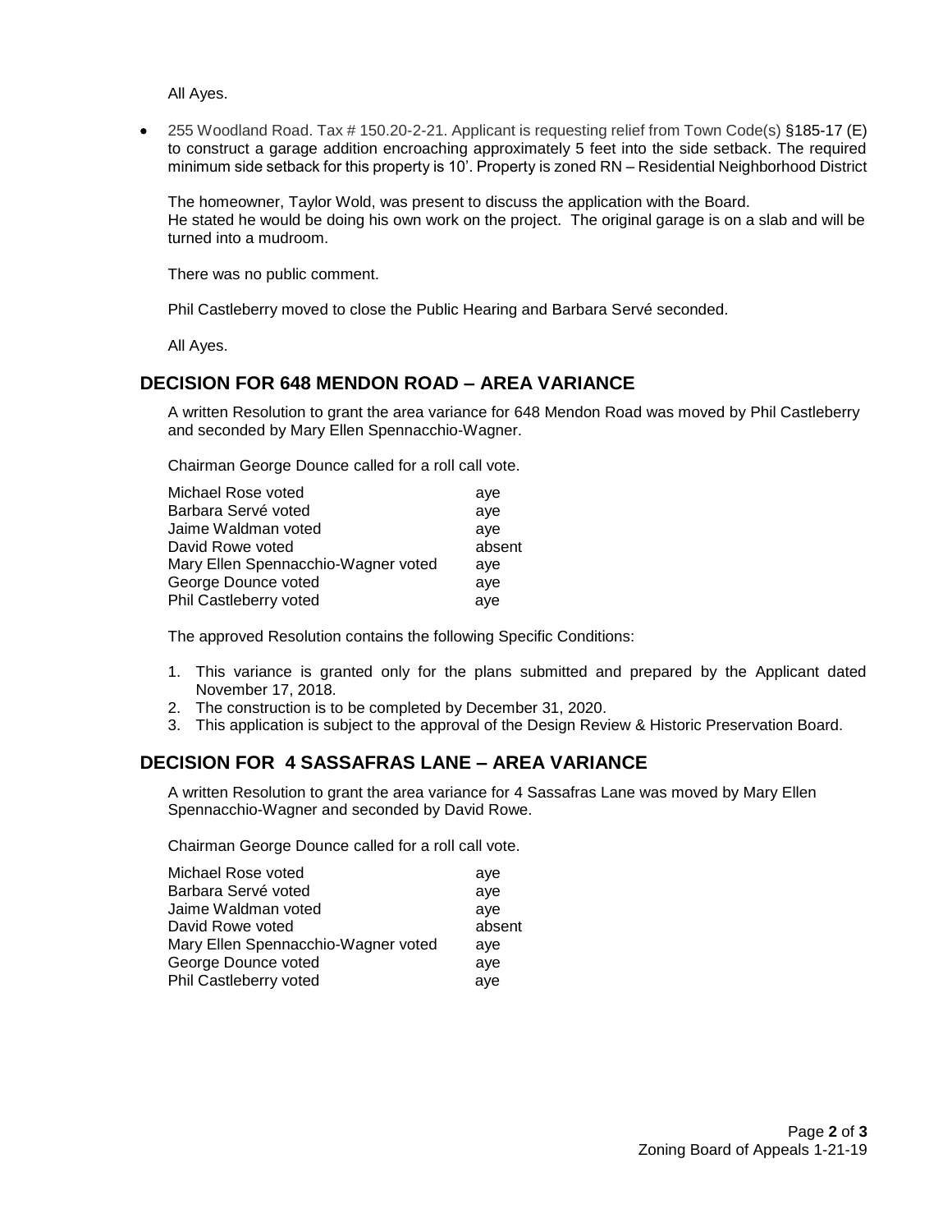All Ayes.

- 255 Woodland Road. Tax # 150.20-2-21. Applicant is requesting relief from Town Code(s) §185-17 (E) to construct a garage addition encroaching approximately 5 feet into the side setback. The required minimum side setback for this property is 10'. Property is zoned RN – Residential Neighborhood District

  The homeowner, Taylor Wold, was present to discuss the application with the Board. He stated he would be doing his own work on the project. The original garage is on a slab and will be turned into a mudroom.

  There was no public comment.

  Phil Castleberry moved to close the Public Hearing and Barbara Servé seconded.

  All Ayes.

## DECISION FOR 648 MENDON ROAD – AREA VARIANCE

A written Resolution to grant the area variance for 648 Mendon Road was moved by Phil Castleberry and seconded by Mary Ellen Spennacchio-Wagner.

Chairman George Dounce called for a roll call vote.

| | |
|---|---|
| Michael Rose voted | aye |
| Barbara Servé voted | aye |
| Jaime Waldman voted | aye |
| David Rowe voted | absent |
| Mary Ellen Spennacchio-Wagner voted | aye |
| George Dounce voted | aye |
| Phil Castleberry voted | aye |

The approved Resolution contains the following Specific Conditions:

1. This variance is granted only for the plans submitted and prepared by the Applicant dated November 17, 2018.
2. The construction is to be completed by December 31, 2020.
3. This application is subject to the approval of the Design Review & Historic Preservation Board.

## DECISION FOR 4 SASSAFRAS LANE – AREA VARIANCE

A written Resolution to grant the area variance for 4 Sassafras Lane was moved by Mary Ellen Spennacchio-Wagner and seconded by David Rowe.

Chairman George Dounce called for a roll call vote.

| | |
|---|---|
| Michael Rose voted | aye |
| Barbara Servé voted | aye |
| Jaime Waldman voted | aye |
| David Rowe voted | absent |
| Mary Ellen Spennacchio-Wagner voted | aye |
| George Dounce voted | aye |
| Phil Castleberry voted | aye |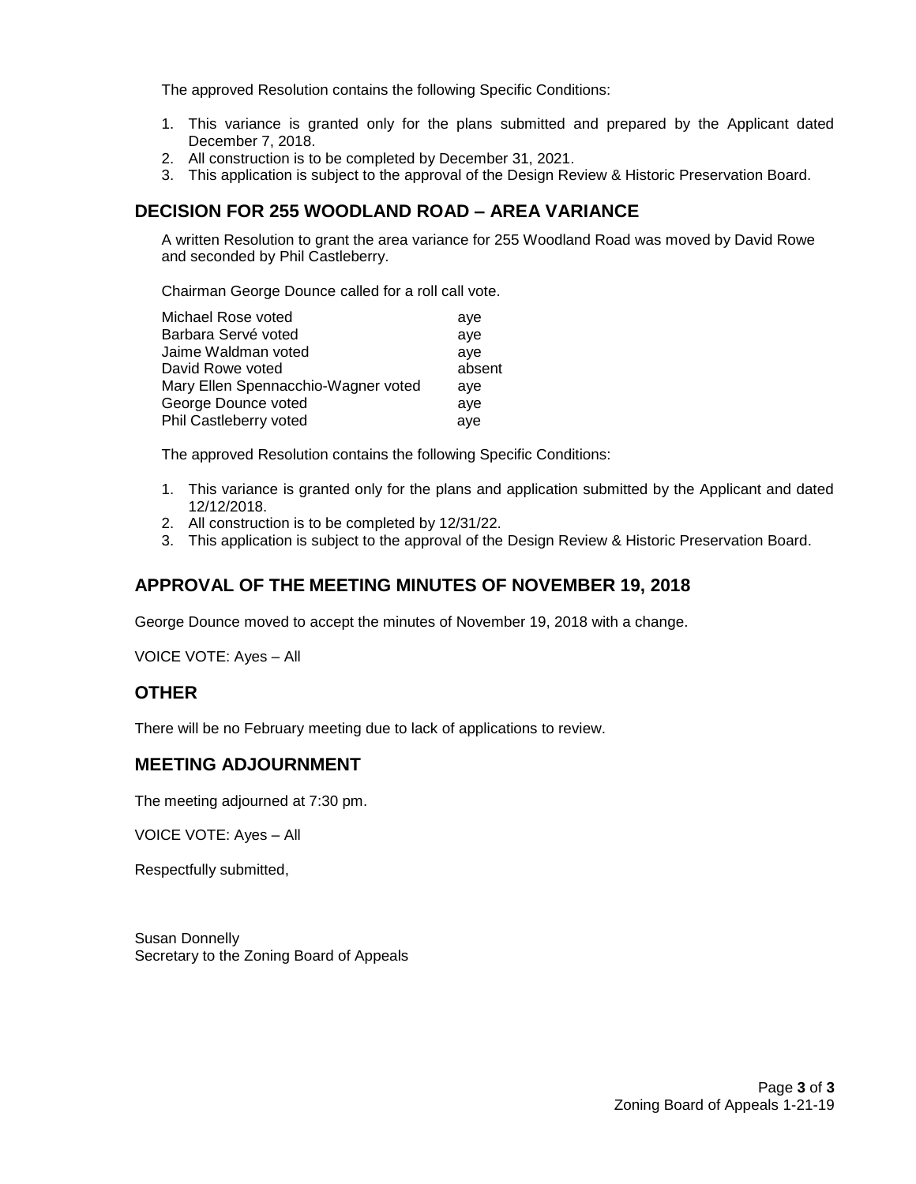The approved Resolution contains the following Specific Conditions:

1. This variance is granted only for the plans submitted and prepared by the Applicant dated December 7, 2018.
2. All construction is to be completed by December 31, 2021.
3. This application is subject to the approval of the Design Review & Historic Preservation Board.

## DECISION FOR 255 WOODLAND ROAD – AREA VARIANCE

A written Resolution to grant the area variance for 255 Woodland Road was moved by David Rowe and seconded by Phil Castleberry.

Chairman George Dounce called for a roll call vote.

| | |
|---|---|
| Michael Rose voted | aye |
| Barbara Servé voted | aye |
| Jaime Waldman voted | aye |
| David Rowe voted | absent |
| Mary Ellen Spennacchio-Wagner voted | aye |
| George Dounce voted | aye |
| Phil Castleberry voted | aye |

The approved Resolution contains the following Specific Conditions:

1. This variance is granted only for the plans and application submitted by the Applicant and dated 12/12/2018.
2. All construction is to be completed by 12/31/22.
3. This application is subject to the approval of the Design Review & Historic Preservation Board.

## APPROVAL OF THE MEETING MINUTES OF NOVEMBER 19, 2018

George Dounce moved to accept the minutes of November 19, 2018 with a change.

VOICE VOTE: Ayes – All

## OTHER

There will be no February meeting due to lack of applications to review.

## MEETING ADJOURNMENT

The meeting adjourned at 7:30 pm.

VOICE VOTE: Ayes – All

Respectfully submitted,

Susan Donnelly
Secretary to the Zoning Board of Appeals